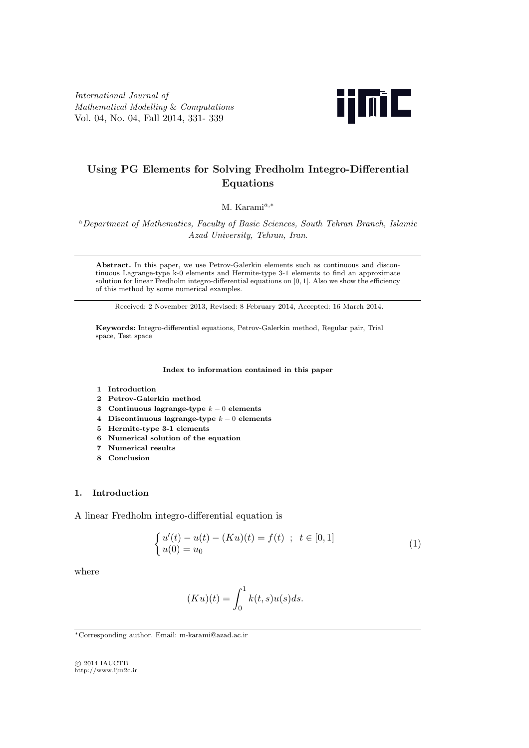# Using PG Elements for Solving Fredholm Integro-Differential Equations

M. Karami[a,*]

[a] *Department of Mathematics, Faculty of Basic Sciences, South Tehran Branch, Islamic Azad University, Tehran, Iran.*

**Abstract.** In this paper, we use Petrov-Galerkin elements such as continuous and discontinuous Lagrange-type k-0 elements and Hermite-type 3-1 elements to find an approximate solution for linear Fredholm integro-differential equations on $[0, 1]$. Also we show the efficiency of this method by some numerical examples.

Received: 2 November 2013, Revised: 8 February 2014, Accepted: 16 March 2014.

**Keywords:** Integro-differential equations, Petrov-Galerkin method, Regular pair, Trial space, Test space

**Index to information contained in this paper**

1. **Introduction**
2. **Petrov-Galerkin method**
3. **Continuous lagrange-type $k-0$ elements**
4. **Discontinuous lagrange-type $k-0$ elements**
5. **Hermite-type 3-1 elements**
6. **Numerical solution of the equation**
7. **Numerical results**
8. **Conclusion**

## 1. Introduction

A linear Fredholm integro-differential equation is

$$\begin{cases} u'(t) - u(t) - (Ku)(t) = f(t) \ ; \ t \in [0, 1] \\ u(0) = u_0 \end{cases} \tag{1}$$

where

$$(Ku)(t) = \int_0^1 k(t, s)u(s)ds.$$

*Corresponding author. Email: m-karami@azad.ac.ir

© 2014 IAUCTB
http://www.ijm2c.ir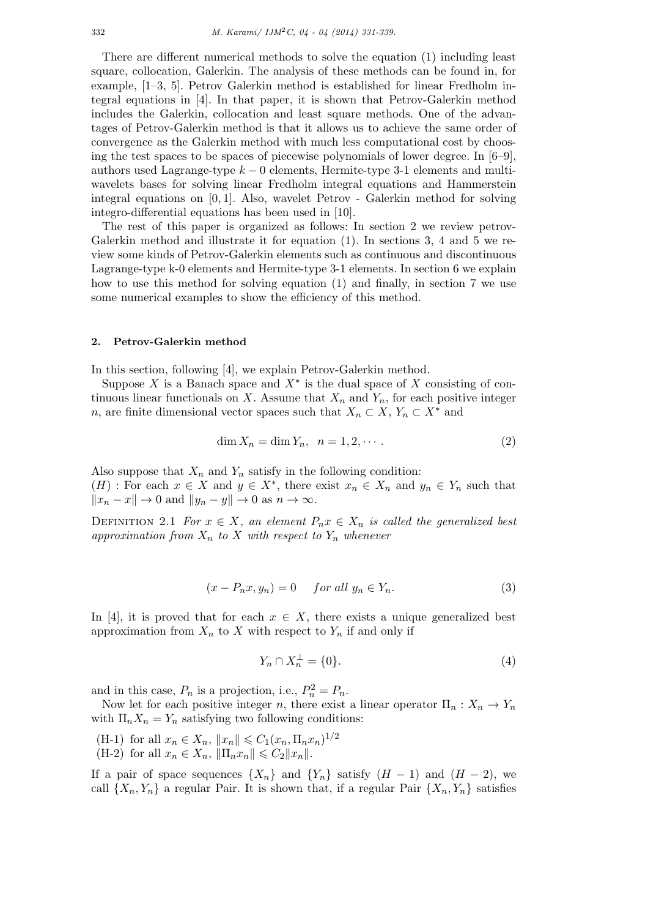There are different numerical methods to solve the equation (1) including least square, collocation, Galerkin. The analysis of these methods can be found in, for example, [1–3, 5]. Petrov Galerkin method is established for linear Fredholm integral equations in [4]. In that paper, it is shown that Petrov-Galerkin method includes the Galerkin, collocation and least square methods. One of the advantages of Petrov-Galerkin method is that it allows us to achieve the same order of convergence as the Galerkin method with much less computational cost by choosing the test spaces to be spaces of piecewise polynomials of lower degree. In [6–9], authors used Lagrange-type $k-0$ elements, Hermite-type 3-1 elements and multi-wavelets bases for solving linear Fredholm integral equations and Hammerstein integral equations on $[0,1]$. Also, wavelet Petrov - Galerkin method for solving integro-differential equations has been used in [10].

The rest of this paper is organized as follows: In section 2 we review petrov-Galerkin method and illustrate it for equation (1). In sections 3, 4 and 5 we review some kinds of Petrov-Galerkin elements such as continuous and discontinuous Lagrange-type k-0 elements and Hermite-type 3-1 elements. In section 6 we explain how to use this method for solving equation (1) and finally, in section 7 we use some numerical examples to show the efficiency of this method.

## 2. Petrov-Galerkin method

In this section, following [4], we explain Petrov-Galerkin method.

Suppose $X$ is a Banach space and $X^*$ is the dual space of $X$ consisting of continuous linear functionals on $X$. Assume that $X_n$ and $Y_n$, for each positive integer $n$, are finite dimensional vector spaces such that $X_n \subset X$, $Y_n \subset X^*$ and

$$\dim X_n = \dim Y_n, \quad n = 1, 2, \cdots. \tag{2}$$

Also suppose that $X_n$ and $Y_n$ satisfy in the following condition:
$(H)$ : For each $x \in X$ and $y \in X^*$, there exist $x_n \in X_n$ and $y_n \in Y_n$ such that $\|x_n - x\| \to 0$ and $\|y_n - y\| \to 0$ as $n \to \infty$.

Definition 2.1 *For $x \in X$, an element $P_n x \in X_n$ is called the generalized best approximation from $X_n$ to $X$ with respect to $Y_n$ whenever*

$$(x - P_n x, y_n) = 0 \qquad \textit{for all } y_n \in Y_n. \tag{3}$$

In [4], it is proved that for each $x \in X$, there exists a unique generalized best approximation from $X_n$ to $X$ with respect to $Y_n$ if and only if

$$Y_n \cap X_n^{\perp} = \{0\}. \tag{4}$$

and in this case, $P_n$ is a projection, i.e., $P_n^2 = P_n$.

Now let for each positive integer $n$, there exist a linear operator $\Pi_n : X_n \to Y_n$ with $\Pi_n X_n = Y_n$ satisfying two following conditions:

(H-1) for all $x_n \in X_n$, $\|x_n\| \leqslant C_1 (x_n, \Pi_n x_n)^{1/2}$
(H-2) for all $x_n \in X_n$, $\|\Pi_n x_n\| \leqslant C_2 \|x_n\|$.

If a pair of space sequences $\{X_n\}$ and $\{Y_n\}$ satisfy $(H-1)$ and $(H-2)$, we call $\{X_n, Y_n\}$ a regular Pair. It is shown that, if a regular Pair $\{X_n, Y_n\}$ satisfies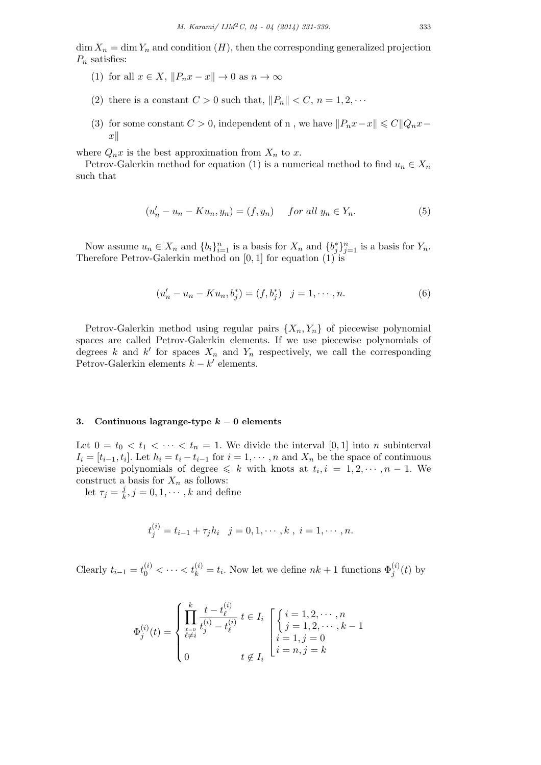$\dim X_n = \dim Y_n$ and condition $(H)$, then the corresponding generalized projection $P_n$ satisfies:

1. for all $x \in X$, $\|P_n x - x\| \to 0$ as $n \to \infty$
2. there is a constant $C > 0$ such that, $\|P_n\| < C$, $n = 1, 2, \cdots$
3. for some constant $C > 0$, independent of n , we have $\|P_n x - x\| \leqslant C\|Q_n x - x\|$

where $Q_n x$ is the best approximation from $X_n$ to $x$.

Petrov-Galerkin method for equation (1) is a numerical method to find $u_n \in X_n$ such that

$$(u_n' - u_n - Ku_n, y_n) = (f, y_n) \quad \text{for all } y_n \in Y_n. \tag{5}$$

Now assume $u_n \in X_n$ and $\{b_i\}_{i=1}^n$ is a basis for $X_n$ and $\{b_j^*\}_{j=1}^n$ is a basis for $Y_n$. Therefore Petrov-Galerkin method on $[0, 1]$ for equation (1) is

$$(u_n' - u_n - Ku_n, b_j^*) = (f, b_j^*) \quad j = 1, \cdots, n. \tag{6}$$

Petrov-Galerkin method using regular pairs $\{X_n, Y_n\}$ of piecewise polynomial spaces are called Petrov-Galerkin elements. If we use piecewise polynomials of degrees $k$ and $k'$ for spaces $X_n$ and $Y_n$ respectively, we call the corresponding Petrov-Galerkin elements $k - k'$ elements.

### 3. Continuous lagrange-type $k - 0$ elements

Let $0 = t_0 < t_1 < \cdots < t_n = 1$. We divide the interval $[0, 1]$ into $n$ subinterval $I_i = [t_{i-1}, t_i]$. Let $h_i = t_i - t_{i-1}$ for $i = 1, \cdots, n$ and $X_n$ be the space of continuous piecewise polynomials of degree $\leqslant k$ with knots at $t_i, i = 1, 2, \cdots, n-1$. We construct a basis for $X_n$ as follows:

let $\tau_j = \frac{j}{k}, j = 0, 1, \cdots, k$ and define

$$t_j^{(i)} = t_{i-1} + \tau_j h_i \quad j = 0, 1, \cdots, k \ , \ i = 1, \cdots, n.$$

Clearly $t_{i-1} = t_0^{(i)} < \cdots < t_k^{(i)} = t_i$. Now let we define $nk + 1$ functions $\Phi_j^{(i)}(t)$ by

$$\Phi_j^{(i)}(t) = \begin{cases} \displaystyle\prod_{\substack{\ell=0 \\ \ell \neq i}}^{k} \frac{t - t_\ell^{(i)}}{t_j^{(i)} - t_\ell^{(i)}} & t \in I_i \\ 0 & t \notin I_i \end{cases} \quad \left[ \begin{array}{l} \begin{cases} i = 1, 2, \cdots, n \\ j = 1, 2, \cdots, k-1 \end{cases} \\ i = 1, j = 0 \\ i = n, j = k \end{array} \right.$$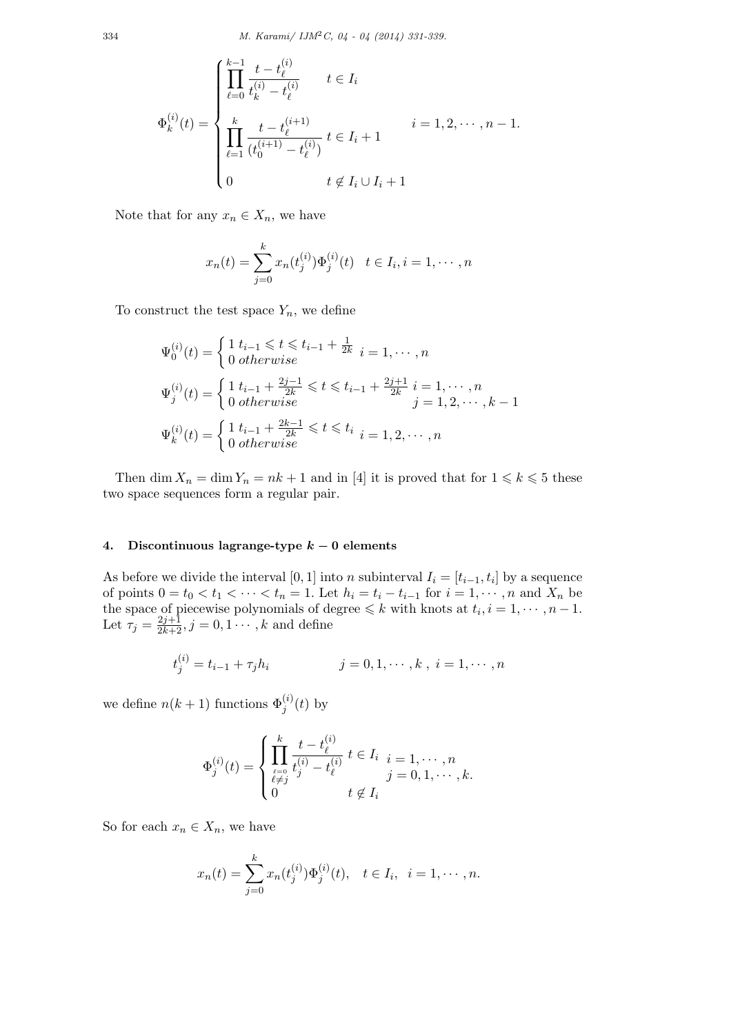$$
\Phi_k^{(i)}(t) = \begin{cases} \displaystyle\prod_{\ell=0}^{k-1} \frac{t - t_\ell^{(i)}}{t_k^{(i)} - t_\ell^{(i)}} & t \in I_i \\ \displaystyle\prod_{\ell=1}^{k} \frac{t - t_\ell^{(i+1)}}{(t_0^{(i+1)} - t_\ell^{(i)})} & t \in I_i + 1 \\ 0 & t \notin I_i \cup I_i + 1 \end{cases} \qquad i = 1, 2, \cdots, n-1.
$$

Note that for any $x_n \in X_n$, we have

$$
x_n(t) = \sum_{j=0}^{k} x_n(t_j^{(i)}) \Phi_j^{(i)}(t) \quad t \in I_i, i = 1, \cdots, n
$$

To construct the test space $Y_n$, we define

$$
\Psi_0^{(i)}(t) = \begin{cases} 1 & t_{i-1} \leqslant t \leqslant t_{i-1} + \frac{1}{2k} \\ 0 & otherwise \end{cases} \quad i = 1, \cdots, n
$$

$$
\Psi_j^{(i)}(t) = \begin{cases} 1 & t_{i-1} + \frac{2j-1}{2k} \leqslant t \leqslant t_{i-1} + \frac{2j+1}{2k} \\ 0 & otherwise \end{cases} \quad \begin{array}{l} i = 1, \cdots, n \\ j = 1, 2, \cdots, k-1 \end{array}
$$

$$
\Psi_k^{(i)}(t) = \begin{cases} 1 & t_{i-1} + \frac{2k-1}{2k} \leqslant t \leqslant t_i \\ 0 & otherwise \end{cases} \quad i = 1, 2, \cdots, n
$$

Then $\dim X_n = \dim Y_n = nk + 1$ and in [4] it is proved that for $1 \leqslant k \leqslant 5$ these two space sequences form a regular pair.

## 4. Discontinuous lagrange-type $k - 0$ elements

As before we divide the interval $[0, 1]$ into $n$ subinterval $I_i = [t_{i-1}, t_i]$ by a sequence of points $0 = t_0 < t_1 < \cdots < t_n = 1$. Let $h_i = t_i - t_{i-1}$ for $i = 1, \cdots, n$ and $X_n$ be the space of piecewise polynomials of degree $\leqslant k$ with knots at $t_i, i = 1, \cdots, n-1$. Let $\tau_j = \frac{2j+1}{2k+2}, j = 0, 1 \cdots, k$ and define

$$
t_j^{(i)} = t_{i-1} + \tau_j h_i \qquad\qquad j = 0, 1, \cdots, k \ , \ i = 1, \cdots, n
$$

we define $n(k+1)$ functions $\Phi_j^{(i)}(t)$ by

$$
\Phi_j^{(i)}(t) = \begin{cases} \displaystyle\prod_{\substack{\ell=0 \\ \ell \neq j}}^{k} \frac{t - t_\ell^{(i)}}{t_j^{(i)} - t_\ell^{(i)}} & t \in I_i \\ 0 & t \notin I_i \end{cases} \quad \begin{array}{l} i = 1, \cdots, n \\ j = 0, 1, \cdots, k. \end{array}
$$

So for each $x_n \in X_n$, we have

$$
x_n(t) = \sum_{j=0}^{k} x_n(t_j^{(i)}) \Phi_j^{(i)}(t), \quad t \in I_i, \ \ i = 1, \cdots, n.
$$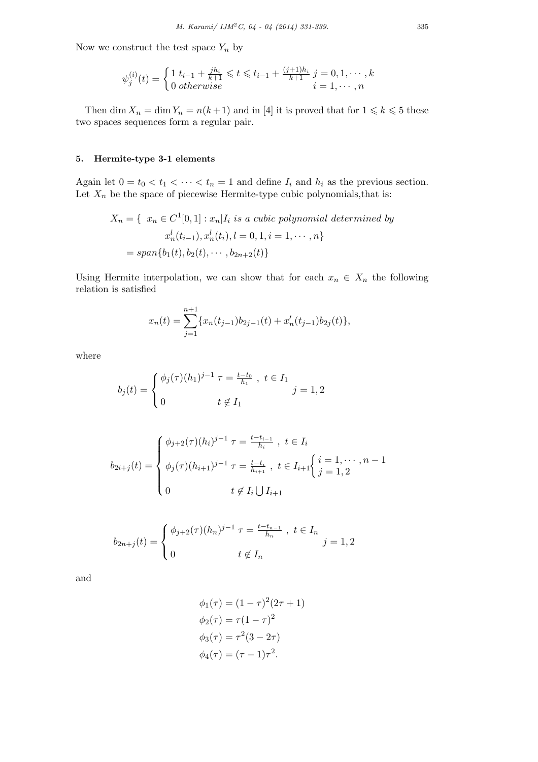Now we construct the test space $Y_n$ by

$$\psi_j^{(i)}(t) = \begin{cases} 1 \ t_{i-1} + \frac{jh_i}{k+1} \leqslant t \leqslant t_{i-1} + \frac{(j+1)h_i}{k+1} & j = 0, 1, \cdots, k \\ 0 \ otherwise & i = 1, \cdots, n \end{cases}$$

Then $\dim X_n = \dim Y_n = n(k+1)$ and in [4] it is proved that for $1 \leqslant k \leqslant 5$ these two spaces sequences form a regular pair.

## 5. Hermite-type 3-1 elements

Again let $0 = t_0 < t_1 < \cdots < t_n = 1$ and define $I_i$ and $h_i$ as the previous section. Let $X_n$ be the space of piecewise Hermite-type cubic polynomials,that is:

$$\begin{aligned} X_n = \{ \ & x_n \in C^1[0,1] : x_n|I_i \ \textit{is a cubic polynomial determined by} \\ & x_n^l(t_{i-1}), x_n^l(t_i), l = 0, 1, i = 1, \cdots, n\} \\ = \ & span\{b_1(t), b_2(t), \cdots, b_{2n+2}(t)\} \end{aligned}$$

Using Hermite interpolation, we can show that for each $x_n \in X_n$ the following relation is satisfied

$$x_n(t) = \sum_{j=1}^{n+1} \{x_n(t_{j-1}) b_{2j-1}(t) + x_n'(t_{j-1}) b_{2j}(t)\},$$

where

$$b_j(t) = \begin{cases} \phi_j(\tau)(h_1)^{j-1} \ \tau = \frac{t-t_0}{h_1} \ , \ t \in I_1 \\ 0 \qquad\qquad t \notin I_1 \end{cases} \quad j = 1, 2$$

$$b_{2i+j}(t) = \begin{cases} \phi_{j+2}(\tau)(h_i)^{j-1} \ \tau = \frac{t-t_{i-1}}{h_i} \ , \ t \in I_i \\ \phi_j(\tau)(h_{i+1})^{j-1} \ \tau = \frac{t-t_i}{h_{i+1}} \ , \ t \in I_{i+1} \\ 0 \qquad\qquad t \notin I_i \bigcup I_{i+1} \end{cases} \begin{cases} i = 1, \cdots, n-1 \\ j = 1, 2 \end{cases}$$

$$b_{2n+j}(t) = \begin{cases} \phi_{j+2}(\tau)(h_n)^{j-1} \ \tau = \frac{t-t_{n-1}}{h_n} \ , \ t \in I_n \\ 0 \qquad\qquad t \notin I_n \end{cases} \quad j = 1, 2$$

and

$$\begin{aligned} \phi_1(\tau) &= (1-\tau)^2(2\tau+1) \\ \phi_2(\tau) &= \tau(1-\tau)^2 \\ \phi_3(\tau) &= \tau^2(3-2\tau) \\ \phi_4(\tau) &= (\tau-1)\tau^2. \end{aligned}$$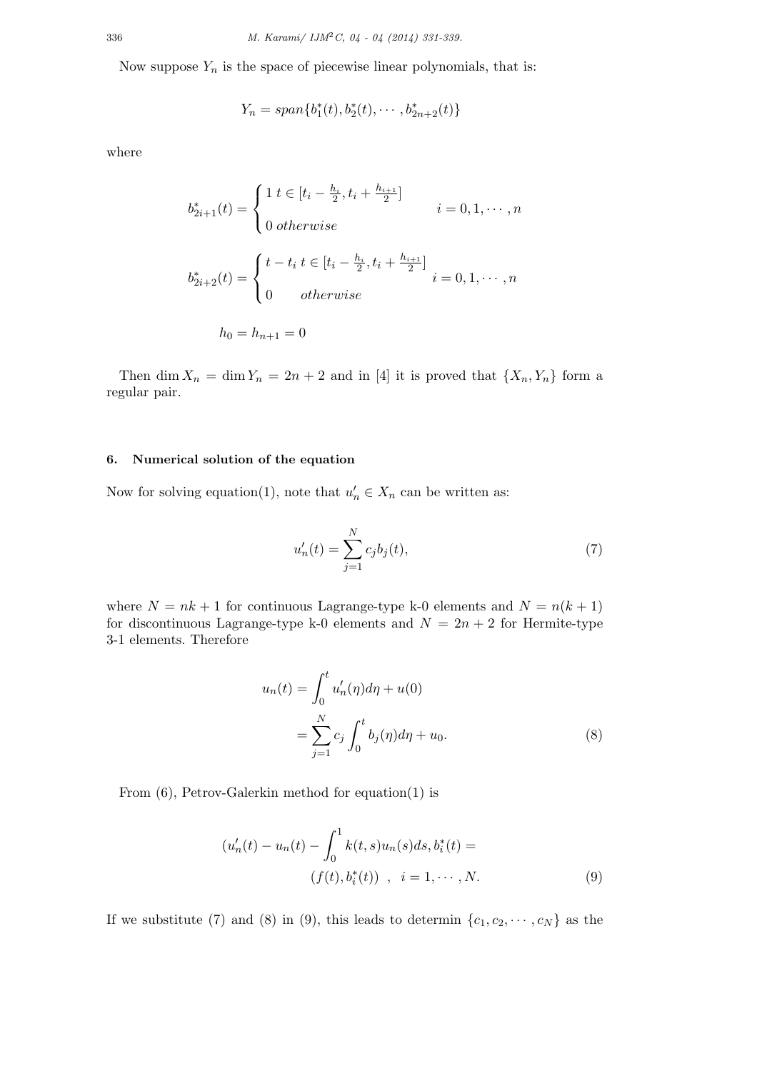Now suppose $Y_n$ is the space of piecewise linear polynomials, that is:

$$Y_n = span\{b_1^*(t), b_2^*(t), \cdots, b_{2n+2}^*(t)\}$$

where

$$b_{2i+1}^*(t) = \begin{cases} 1 \; t \in [t_i - \frac{h_i}{2}, t_i + \frac{h_{i+1}}{2}] \\ 0 \; otherwise \end{cases} \qquad i = 0, 1, \cdots, n$$

$$b_{2i+2}^*(t) = \begin{cases} t - t_i \; t \in [t_i - \frac{h_i}{2}, t_i + \frac{h_{i+1}}{2}] \\ 0 \qquad otherwise \end{cases} \qquad i = 0, 1, \cdots, n$$

$$h_0 = h_{n+1} = 0$$

Then $\dim X_n = \dim Y_n = 2n + 2$ and in [4] it is proved that $\{X_n, Y_n\}$ form a regular pair.

## 6. Numerical solution of the equation

Now for solving equation(1), note that $u_n' \in X_n$ can be written as:

$$u_n'(t) = \sum_{j=1}^{N} c_j b_j(t), \tag{7}$$

where $N = nk + 1$ for continuous Lagrange-type k-0 elements and $N = n(k + 1)$ for discontinuous Lagrange-type k-0 elements and $N = 2n + 2$ for Hermite-type 3-1 elements. Therefore

$$\begin{aligned} u_n(t) &= \int_0^t u_n'(\eta)d\eta + u(0) \\ &= \sum_{j=1}^{N} c_j \int_0^t b_j(\eta)d\eta + u_0. \end{aligned} \tag{8}$$

From (6), Petrov-Galerkin method for equation(1) is

$$\begin{aligned} (u_n'(t) - u_n(t) - \int_0^1 k(t, s)u_n(s)ds, b_i^*(t) = \\ (f(t), b_i^*(t)) \;\;,\;\; i = 1, \cdots, N. \end{aligned} \tag{9}$$

If we substitute (7) and (8) in (9), this leads to determin $\{c_1, c_2, \cdots, c_N\}$ as the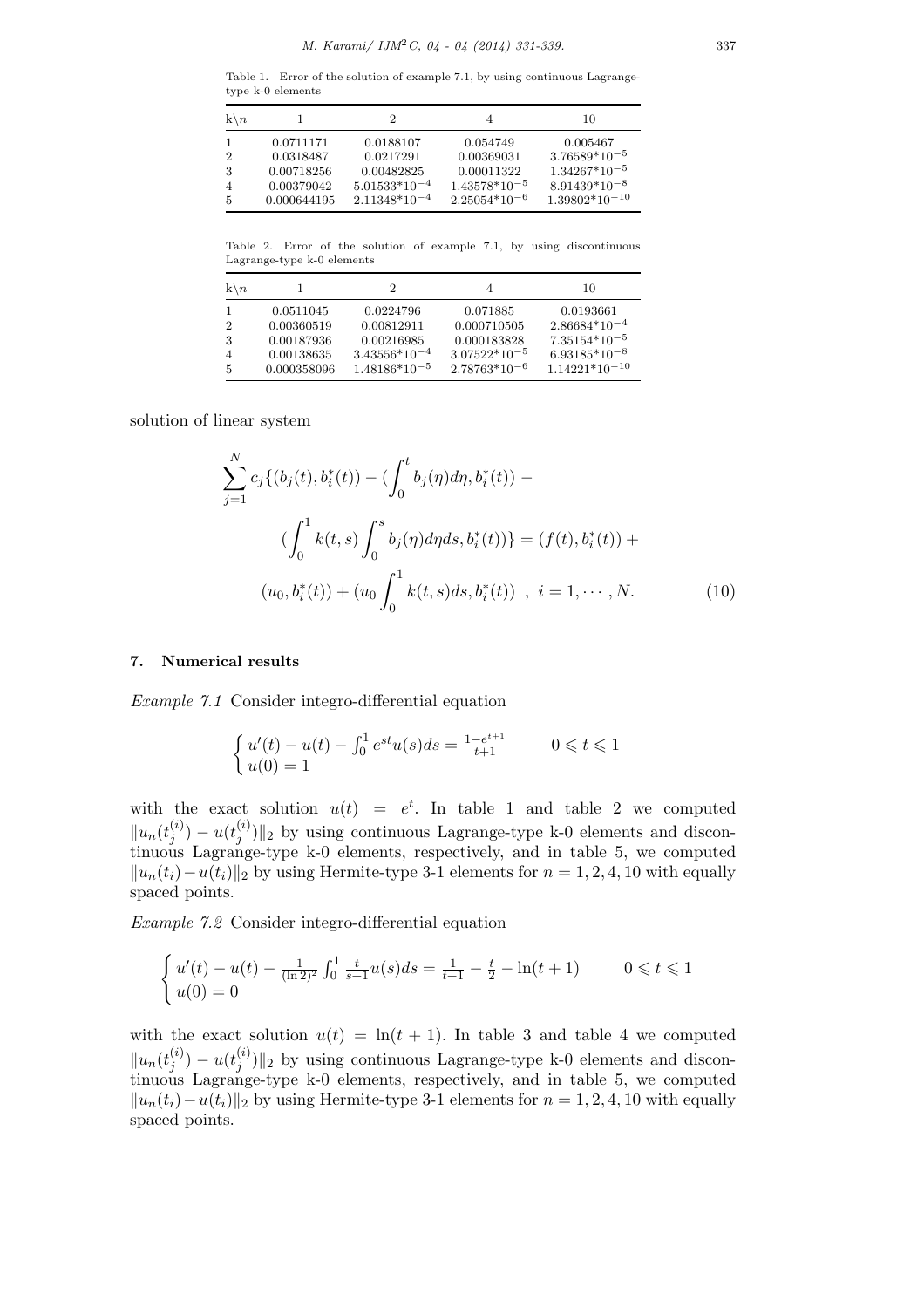Table 1. Error of the solution of example 7.1, by using continuous Lagrange-type k-0 elements

| k\n | 1 | 2 | 4 | 10 |
|---|---|---|---|---|
| 1 | 0.0711171 | 0.0188107 | 0.054749 | 0.005467 |
| 2 | 0.0318487 | 0.0217291 | 0.00369031 | $3.76589*10^{-5}$ |
| 3 | 0.00718256 | 0.00482825 | 0.00011322 | $1.34267*10^{-5}$ |
| 4 | 0.00379042 | $5.01533*10^{-4}$ | $1.43578*10^{-5}$ | $8.91439*10^{-8}$ |
| 5 | 0.000644195 | $2.11348*10^{-4}$ | $2.25054*10^{-6}$ | $1.39802*10^{-10}$ |

Table 2. Error of the solution of example 7.1, by using discontinuous Lagrange-type k-0 elements

| k\n | 1 | 2 | 4 | 10 |
|---|---|---|---|---|
| 1 | 0.0511045 | 0.0224796 | 0.071885 | 0.0193661 |
| 2 | 0.00360519 | 0.00812911 | 0.000710505 | $2.86684*10^{-4}$ |
| 3 | 0.00187936 | 0.00216985 | 0.000183828 | $7.35154*10^{-5}$ |
| 4 | 0.00138635 | $3.43556*10^{-4}$ | $3.07522*10^{-5}$ | $6.93185*10^{-8}$ |
| 5 | 0.000358096 | $1.48186*10^{-5}$ | $2.78763*10^{-6}$ | $1.14221*10^{-10}$ |

solution of linear system

$$\sum_{j=1}^{N} c_j\{(b_j(t), b_i^*(t)) - (\int_0^t b_j(\eta)d\eta, b_i^*(t)) - (\int_0^1 k(t,s)\int_0^s b_j(\eta)d\eta ds, b_i^*(t))\} = (f(t), b_i^*(t)) + (u_0, b_i^*(t)) + (u_0\int_0^1 k(t,s)ds, b_i^*(t)) \ \ , \ i = 1, \cdots, N. \tag{10}$$

## 7. Numerical results

*Example 7.1* Consider integro-differential equation

$$\begin{cases} u'(t) - u(t) - \int_0^1 e^{st}u(s)ds = \frac{1-e^{t+1}}{t+1} & \quad 0 \leqslant t \leqslant 1 \\ u(0) = 1 \end{cases}$$

with the exact solution $u(t) = e^t$. In table 1 and table 2 we computed $\|u_n(t_j^{(i)}) - u(t_j^{(i)})\|_2$ by using continuous Lagrange-type k-0 elements and discontinuous Lagrange-type k-0 elements, respectively, and in table 5, we computed $\|u_n(t_i) - u(t_i)\|_2$ by using Hermite-type 3-1 elements for $n = 1, 2, 4, 10$ with equally spaced points.

*Example 7.2* Consider integro-differential equation

$$\begin{cases} u'(t) - u(t) - \frac{1}{(\ln 2)^2}\int_0^1 \frac{t}{s+1}u(s)ds = \frac{1}{t+1} - \frac{t}{2} - \ln(t+1) & \quad 0 \leqslant t \leqslant 1 \\ u(0) = 0 \end{cases}$$

with the exact solution $u(t) = \ln(t+1)$. In table 3 and table 4 we computed $\|u_n(t_j^{(i)}) - u(t_j^{(i)})\|_2$ by using continuous Lagrange-type k-0 elements and discontinuous Lagrange-type k-0 elements, respectively, and in table 5, we computed $\|u_n(t_i) - u(t_i)\|_2$ by using Hermite-type 3-1 elements for $n = 1, 2, 4, 10$ with equally spaced points.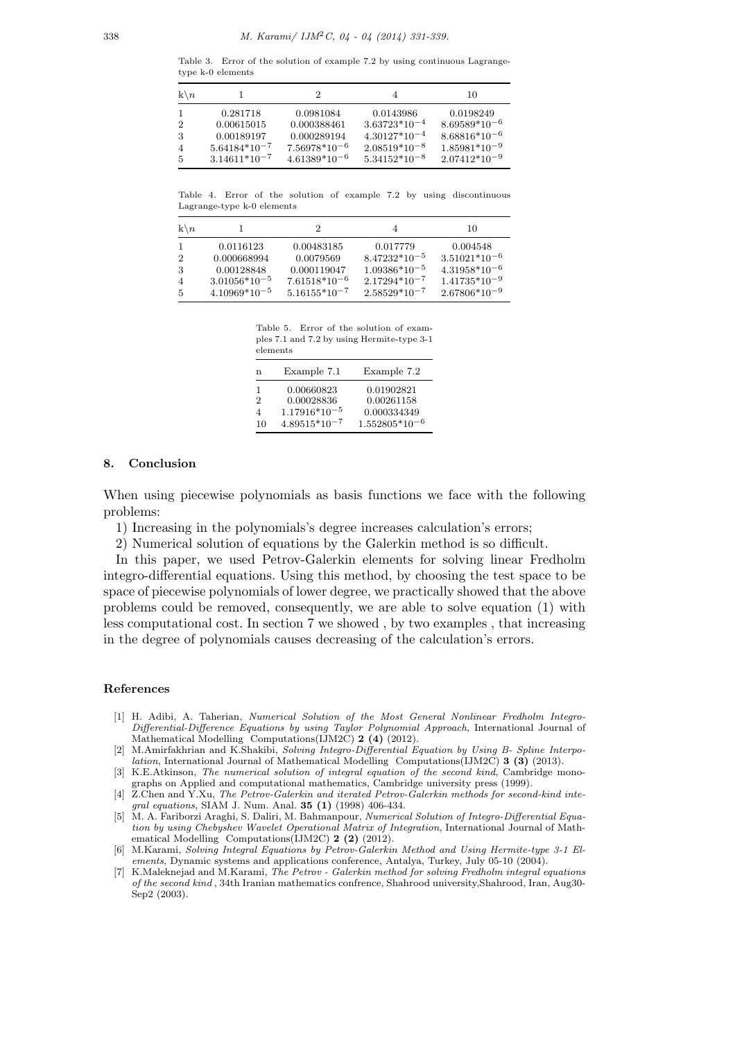Table 3. Error of the solution of example 7.2 by using continuous Lagrange-type k-0 elements

| $k\backslash n$ | 1 | 2 | 4 | 10 |
|---|---|---|---|---|
| 1 | 0.281718 | 0.0981084 | 0.0143986 | 0.0198249 |
| 2 | 0.00615015 | 0.000388461 | $3.63723*10^{-4}$ | $8.69589*10^{-6}$ |
| 3 | 0.00189197 | 0.000289194 | $4.30127*10^{-4}$ | $8.68816*10^{-6}$ |
| 4 | $5.64184*10^{-7}$ | $7.56978*10^{-6}$ | $2.08519*10^{-8}$ | $1.85981*10^{-9}$ |
| 5 | $3.14611*10^{-7}$ | $4.61389*10^{-6}$ | $5.34152*10^{-8}$ | $2.07412*10^{-9}$ |

Table 4. Error of the solution of example 7.2 by using discontinuous Lagrange-type k-0 elements

| $k\backslash n$ | 1 | 2 | 4 | 10 |
|---|---|---|---|---|
| 1 | 0.0116123 | 0.00483185 | 0.017779 | 0.004548 |
| 2 | 0.000668994 | 0.0079569 | $8.47232*10^{-5}$ | $3.51021*10^{-6}$ |
| 3 | 0.00128848 | 0.000119047 | $1.09386*10^{-5}$ | $4.31958*10^{-6}$ |
| 4 | $3.01056*10^{-5}$ | $7.61518*10^{-6}$ | $2.17294*10^{-7}$ | $1.41735*10^{-9}$ |
| 5 | $4.10969*10^{-5}$ | $5.16155*10^{-7}$ | $2.58529*10^{-7}$ | $2.67806*10^{-9}$ |

Table 5. Error of the solution of examples 7.1 and 7.2 by using Hermite-type 3-1 elements

| n | Example 7.1 | Example 7.2 |
|---|---|---|
| 1 | 0.00660823 | 0.01902821 |
| 2 | 0.00028836 | 0.00261158 |
| 4 | $1.17916*10^{-5}$ | 0.000334349 |
| 10 | $4.89515*10^{-7}$ | $1.552805*10^{-6}$ |

## 8. Conclusion

When using piecewise polynomials as basis functions we face with the following problems:

1) Increasing in the polynomials's degree increases calculation's errors;

2) Numerical solution of equations by the Galerkin method is so difficult.

In this paper, we used Petrov-Galerkin elements for solving linear Fredholm integro-differential equations. Using this method, by choosing the test space to be space of piecewise polynomials of lower degree, we practically showed that the above problems could be removed, consequently, we are able to solve equation (1) with less computational cost. In section 7 we showed , by two examples , that increasing in the degree of polynomials causes decreasing of the calculation's errors.

## References

[1] H. Adibi, A. Taherian, *Numerical Solution of the Most General Nonlinear Fredholm Integro-Differential-Difference Equations by using Taylor Polynomial Approach*, International Journal of Mathematical Modelling Computations(IJM2C) **2 (4)** (2012).

[2] M.Amirfakhrian and K.Shakibi, *Solving Integro-Differential Equation by Using B- Spline Interpolation*, International Journal of Mathematical Modelling Computations(IJM2C) **3 (3)** (2013).

[3] K.E.Atkinson, *The numerical solution of integral equation of the second kind*, Cambridge monographs on Applied and computational mathematics, Cambridge university press (1999).

[4] Z.Chen and Y.Xu, *The Petrov-Galerkin and iterated Petrov-Galerkin methods for second-kind integral equations*, SIAM J. Num. Anal. **35 (1)** (1998) 406-434.

[5] M. A. Fariborzi Araghi, S. Daliri, M. Bahmanpour, *Numerical Solution of Integro-Differential Equation by using Chebyshev Wavelet Operational Matrix of Integration*, International Journal of Mathematical Modelling Computations(IJM2C) **2 (2)** (2012).

[6] M.Karami, *Solving Integral Equations by Petrov-Galerkin Method and Using Hermite-type 3-1 Elements*, Dynamic systems and applications conference, Antalya, Turkey, July 05-10 (2004).

[7] K.Maleknejad and M.Karami, *The Petrov - Galerkin method for solving Fredholm integral equations of the second kind* , 34th Iranian mathematics confrence, Shahrood university,Shahrood, Iran, Aug30-Sep2 (2003).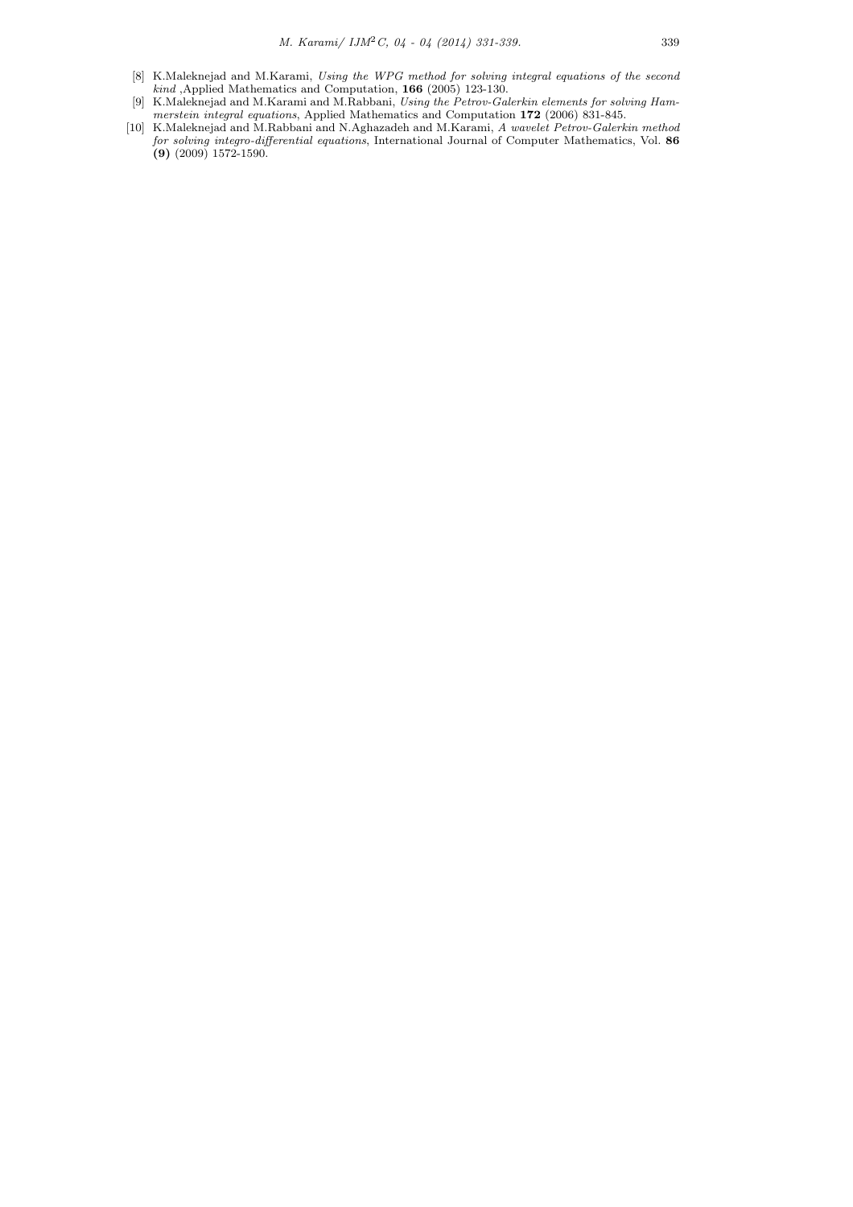[8] K.Maleknejad and M.Karami, *Using the WPG method for solving integral equations of the second kind* ,Applied Mathematics and Computation, **166** (2005) 123-130.

[9] K.Maleknejad and M.Karami and M.Rabbani, *Using the Petrov-Galerkin elements for solving Hammerstein integral equations*, Applied Mathematics and Computation **172** (2006) 831-845.

[10] K.Maleknejad and M.Rabbani and N.Aghazadeh and M.Karami, *A wavelet Petrov-Galerkin method for solving integro-differential equations*, International Journal of Computer Mathematics, Vol. **86** **(9)** (2009) 1572-1590.